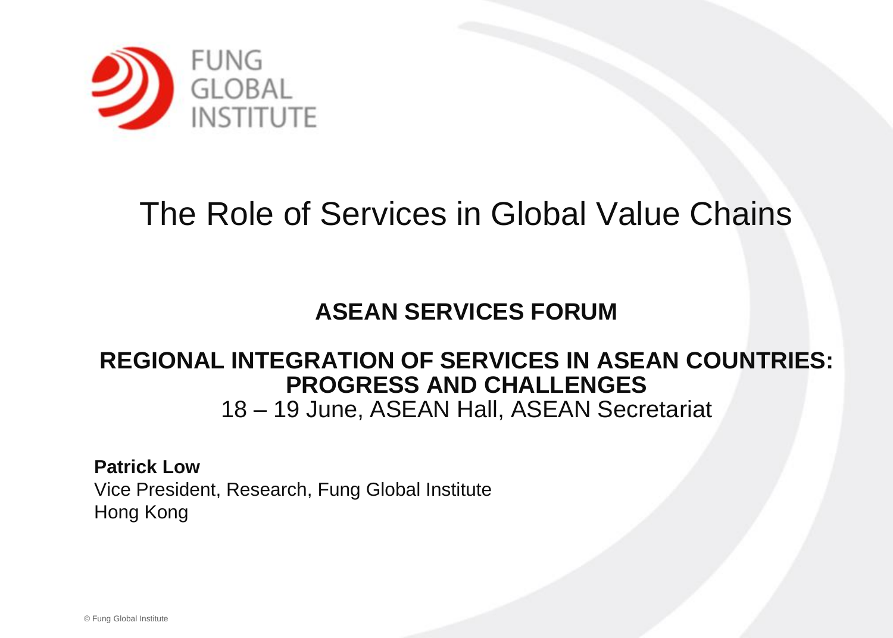FUNG GLOBAL INSTITUTE

# The Role of Services in Global Value Chains

## ASEAN SERVICES FORUM

## REGIONAL INTEGRATION OF SERVICES IN ASEAN COUNTRIES: PROGRESS AND CHALLENGES

18 – 19 June, ASEAN Hall, ASEAN Secretariat

**Patrick Low**
Vice President, Research, Fung Global Institute
Hong Kong

© Fung Global Institute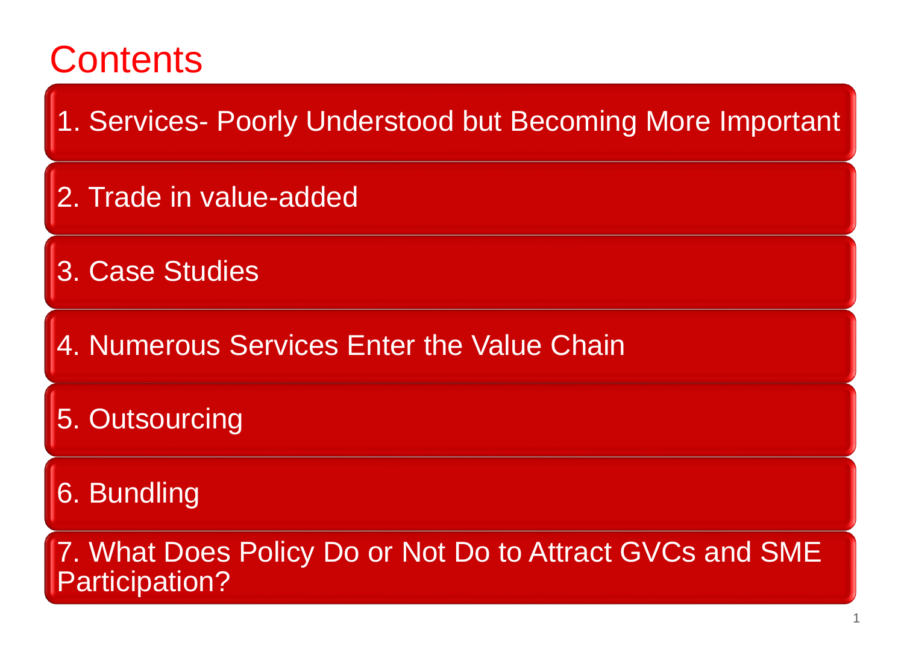# Contents

1. Services- Poorly Understood but Becoming More Important
2. Trade in value-added
3. Case Studies
4. Numerous Services Enter the Value Chain
5. Outsourcing
6. Bundling
7. What Does Policy Do or Not Do to Attract GVCs and SME Participation?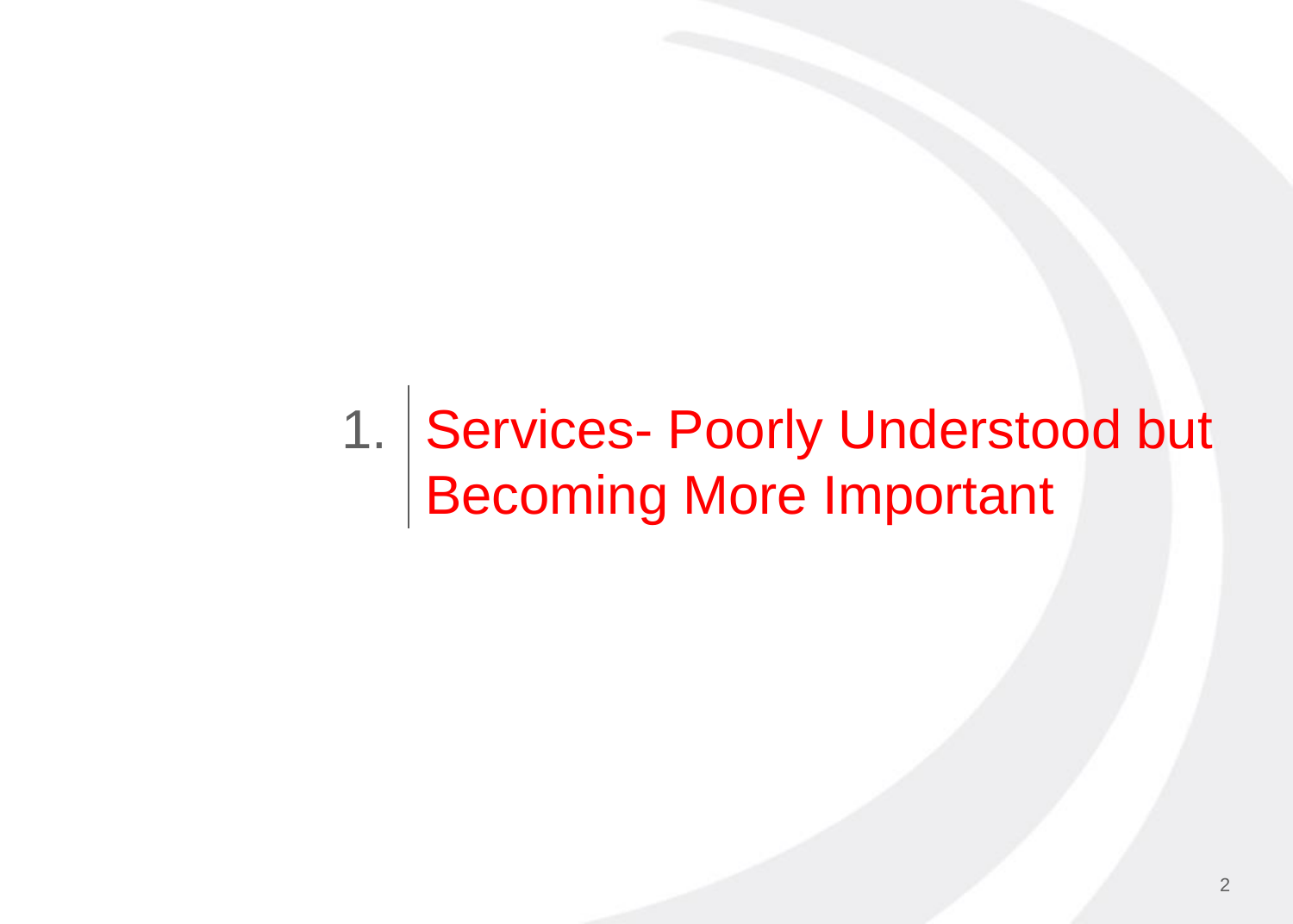# 1. Services- Poorly Understood but Becoming More Important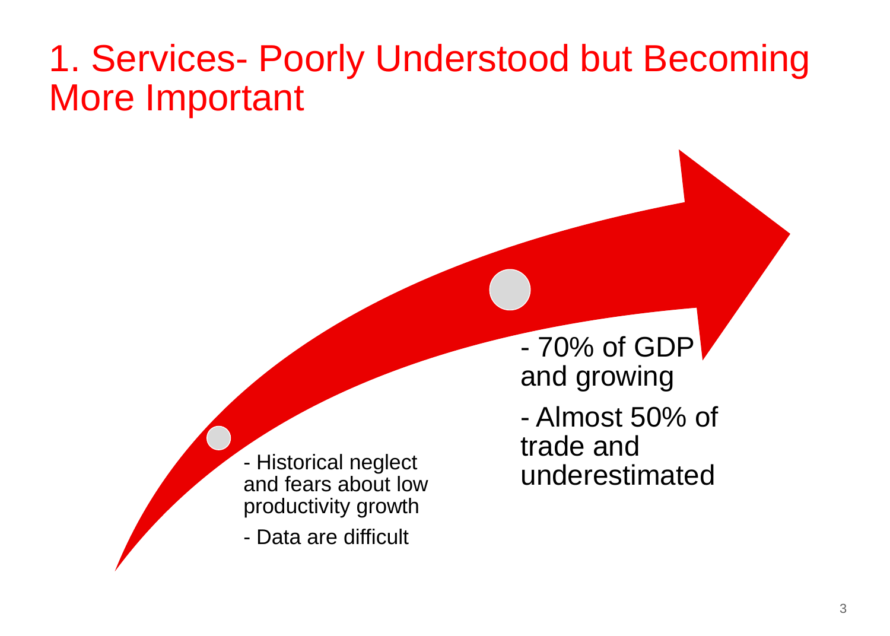# 1. Services- Poorly Understood but Becoming More Important

- Historical neglect and fears about low productivity growth
- Data are difficult

- 70% of GDP and growing
- Almost 50% of trade and underestimated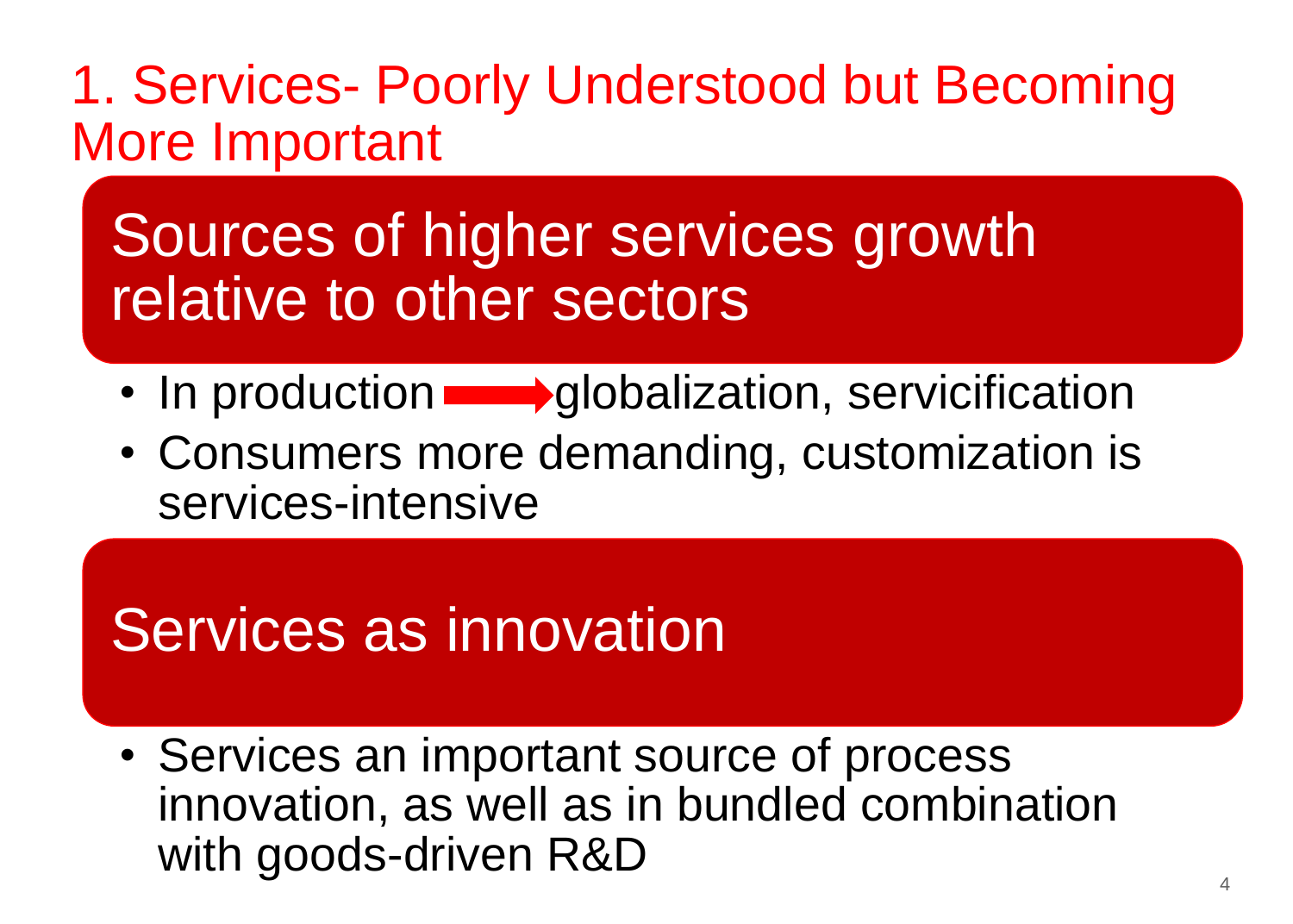# 1. Services- Poorly Understood but Becoming More Important

## Sources of higher services growth relative to other sectors

- In production → globalization, servicification
- Consumers more demanding, customization is services-intensive

## Services as innovation

- Services an important source of process innovation, as well as in bundled combination with goods-driven R&D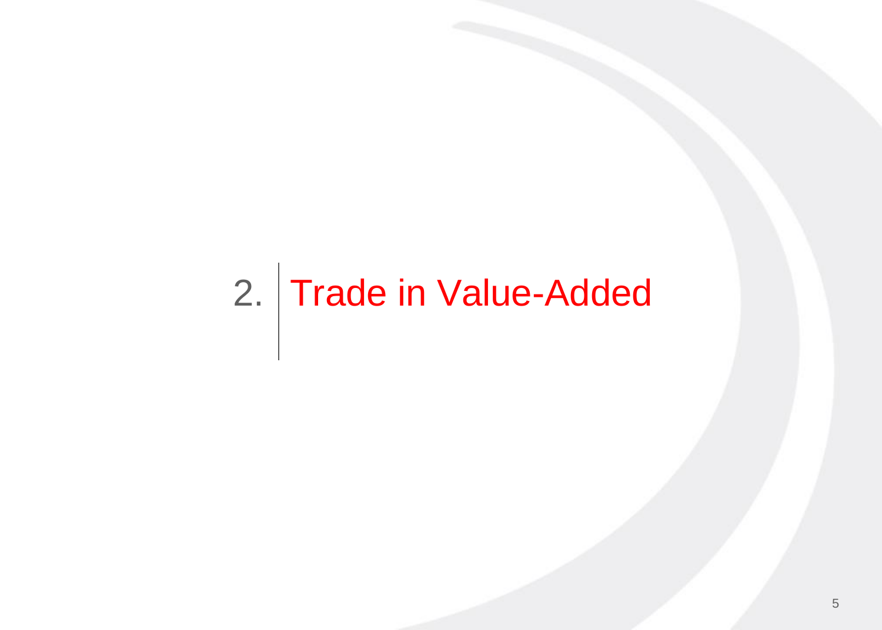# 2. Trade in Value-Added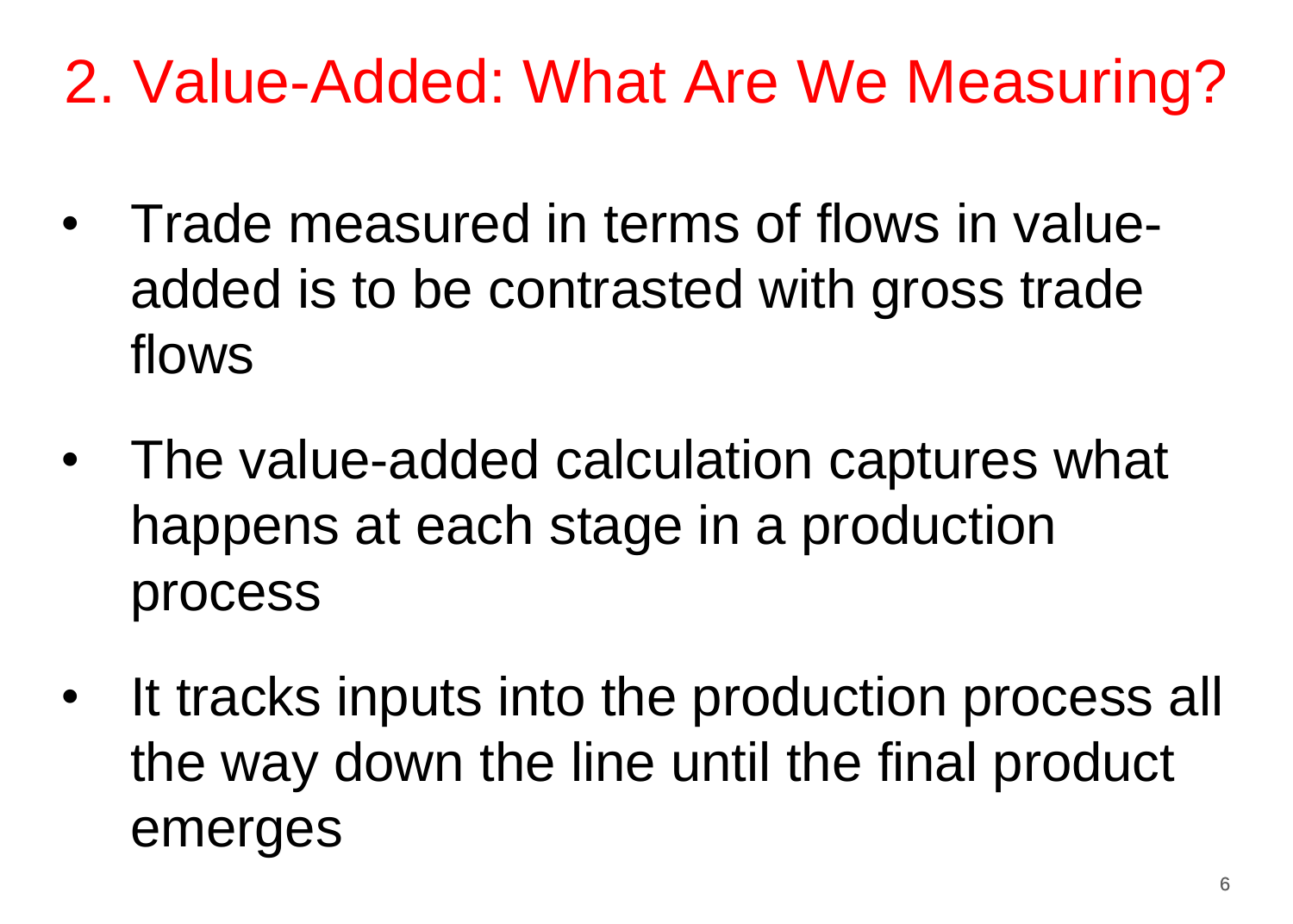# 2. Value-Added: What Are We Measuring?

- Trade measured in terms of flows in value-added is to be contrasted with gross trade flows
- The value-added calculation captures what happens at each stage in a production process
- It tracks inputs into the production process all the way down the line until the final product emerges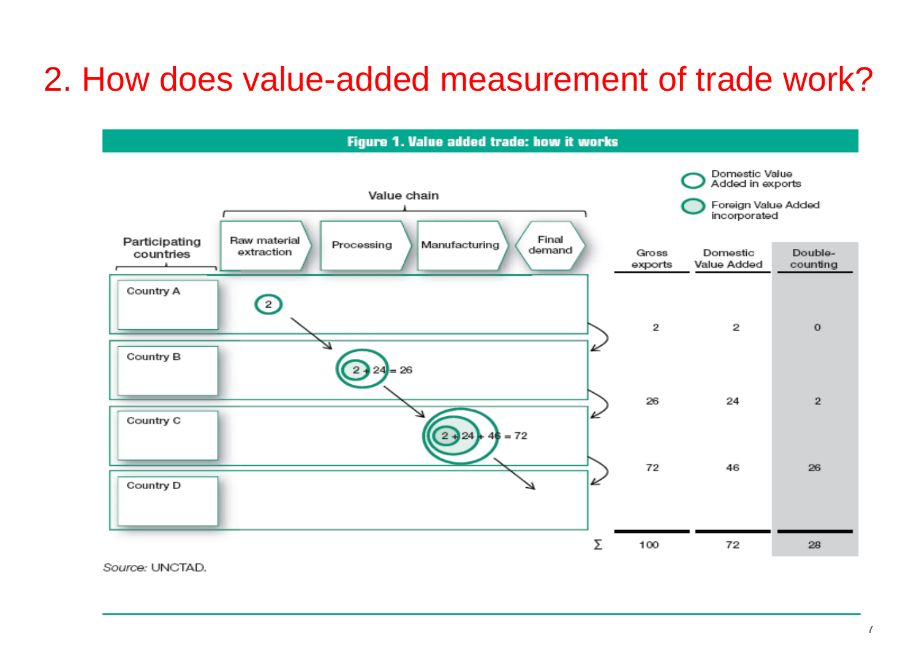# 2. How does value-added measurement of trade work?

**Figure 1. Value added trade: how it works**

Value chain: Raw material extraction → Processing → Manufacturing → Final demand

Legend: Domestic Value Added in exports; Foreign Value Added incorporated

| Participating countries | Value chain | Gross exports | Domestic Value Added | Double-counting |
|---|---|---|---|---|
| Country A | 2 | 2 | 2 | 0 |
| Country B | 2 + 24 = 26 | 26 | 24 | 2 |
| Country C | 2 + 24 + 46 = 72 | 72 | 46 | 26 |
| Country D | | | | |
| Σ | | 100 | 72 | 28 |

*Source:* UNCTAD.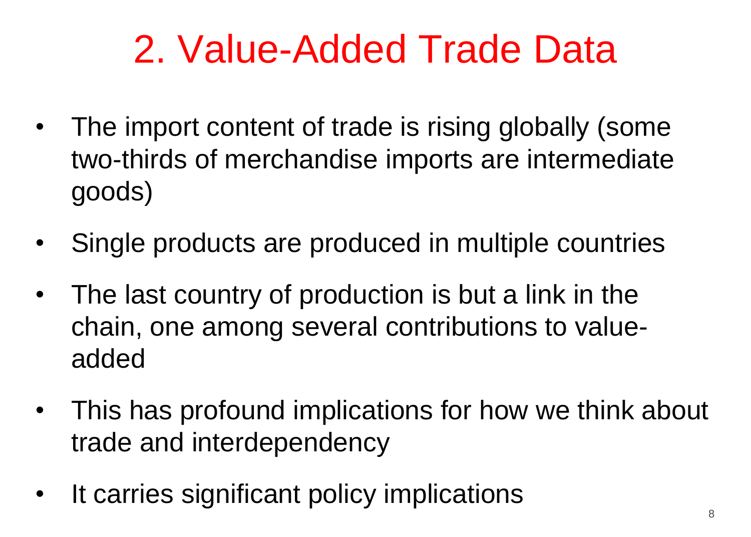# 2. Value-Added Trade Data

- The import content of trade is rising globally (some two-thirds of merchandise imports are intermediate goods)
- Single products are produced in multiple countries
- The last country of production is but a link in the chain, one among several contributions to value-added
- This has profound implications for how we think about trade and interdependency
- It carries significant policy implications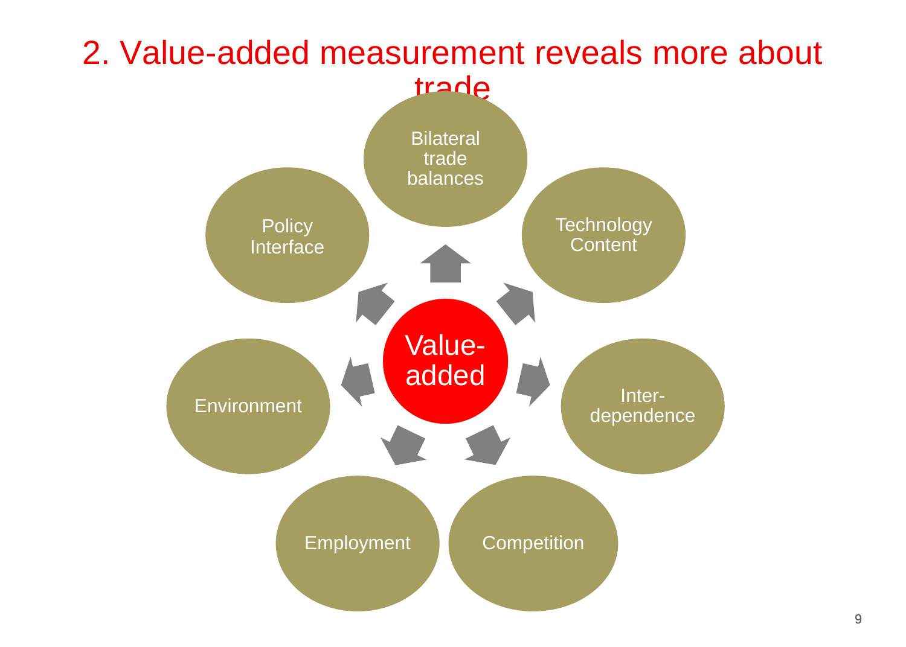## 2. Value-added measurement reveals more about trade

- Value-added
  - Bilateral trade balances
  - Technology Content
  - Inter-dependence
  - Competition
  - Employment
  - Environment
  - Policy Interface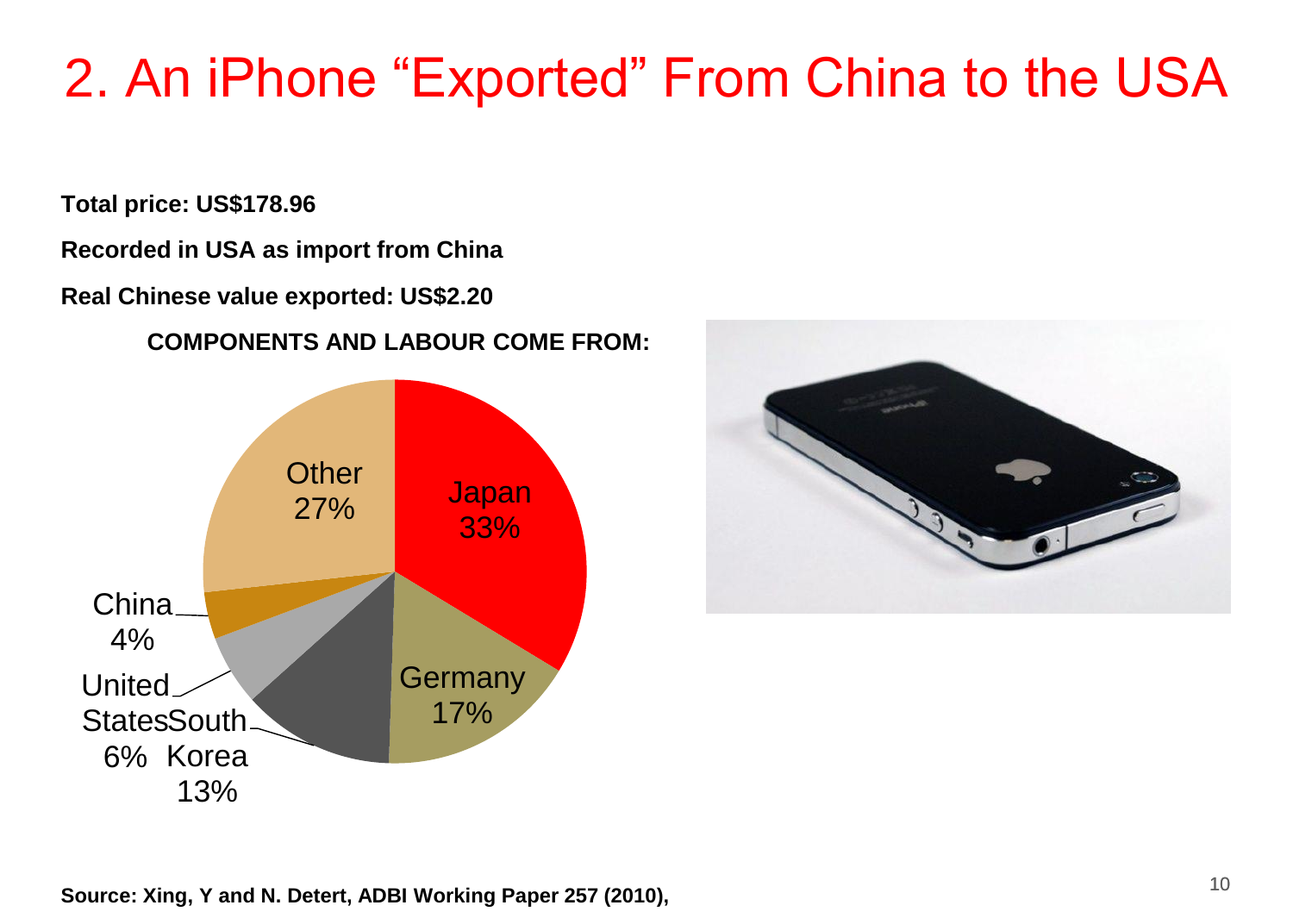# 2. An iPhone "Exported" From China to the USA

**Total price: US$178.96**

**Recorded in USA as import from China**

**Real Chinese value exported: US$2.20**

**COMPONENTS AND LABOUR COME FROM:**

| Country | Share |
|---|---|
| Japan | 33% |
| Germany | 17% |
| South Korea | 13% |
| United States | 6% |
| China | 4% |
| Other | 27% |

**Source: Xing, Y and N. Detert, ADBI Working Paper 257 (2010),**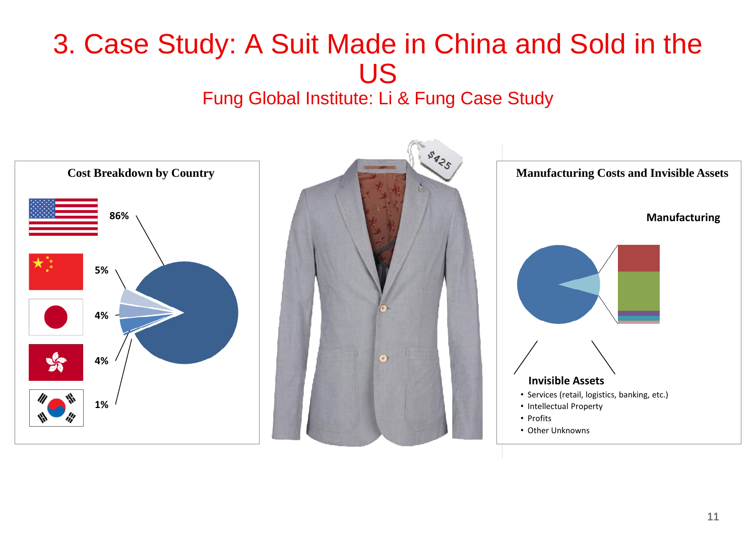# 3. Case Study: A Suit Made in China and Sold in the US

## Fung Global Institute: Li & Fung Case Study

**Cost Breakdown by Country**

- 86%
- 5%
- 4%
- 4%
- 1%

$425

**Manufacturing Costs and Invisible Assets**

**Manufacturing**

**Invisible Assets**

- Services (retail, logistics, banking, etc.)
- Intellectual Property
- Profits
- Other Unknowns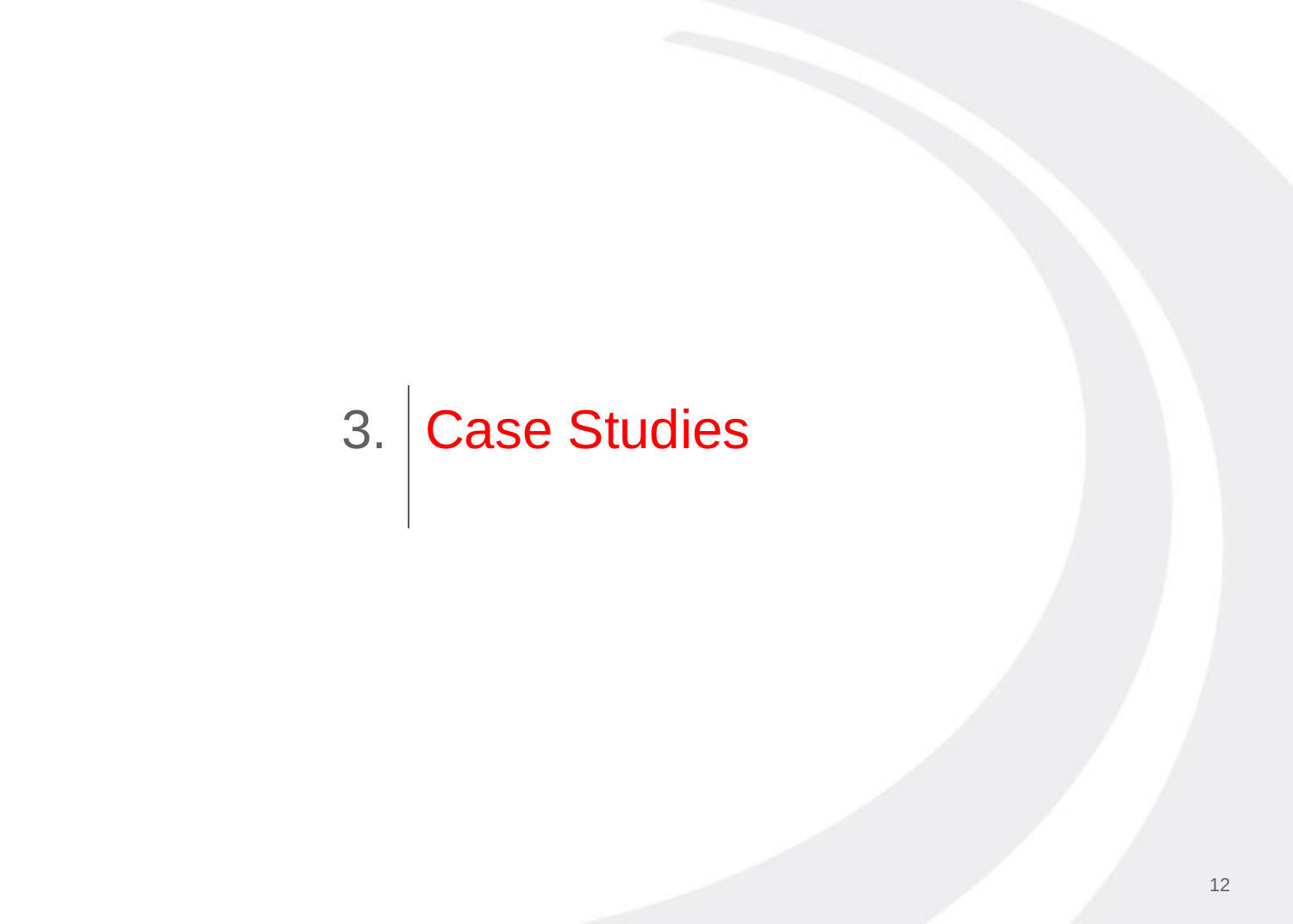# 3. Case Studies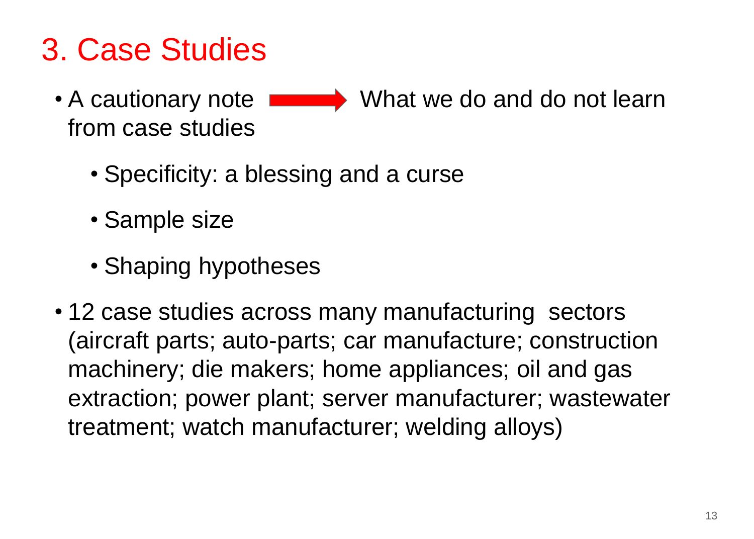# 3. Case Studies

- A cautionary note → What we do and do not learn from case studies
  - Specificity: a blessing and a curse
  - Sample size
  - Shaping hypotheses
- 12 case studies across many manufacturing sectors (aircraft parts; auto-parts; car manufacture; construction machinery; die makers; home appliances; oil and gas extraction; power plant; server manufacturer; wastewater treatment; watch manufacturer; welding alloys)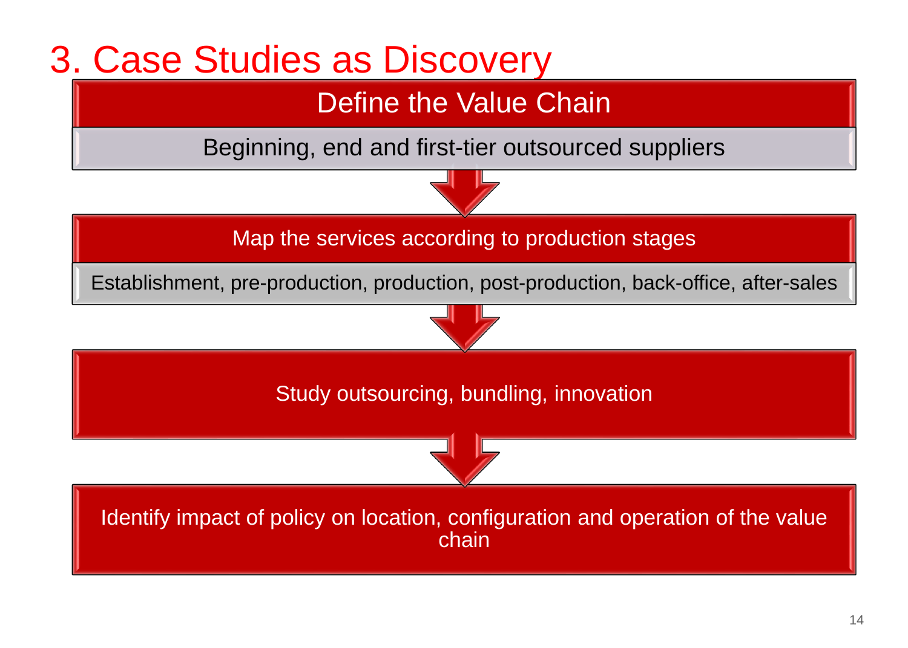# 3. Case Studies as Discovery

**Define the Value Chain**

Beginning, end and first-tier outsourced suppliers

↓

**Map the services according to production stages**

Establishment, pre-production, production, post-production, back-office, after-sales

↓

**Study outsourcing, bundling, innovation**

↓

**Identify impact of policy on location, configuration and operation of the value chain**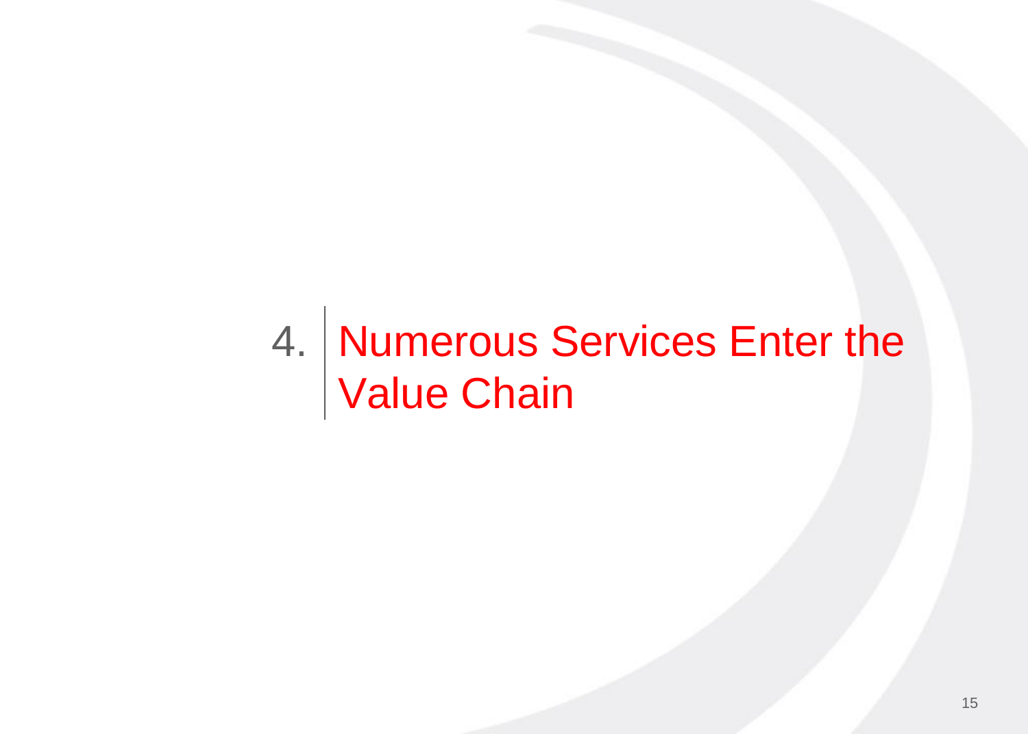# 4. Numerous Services Enter the Value Chain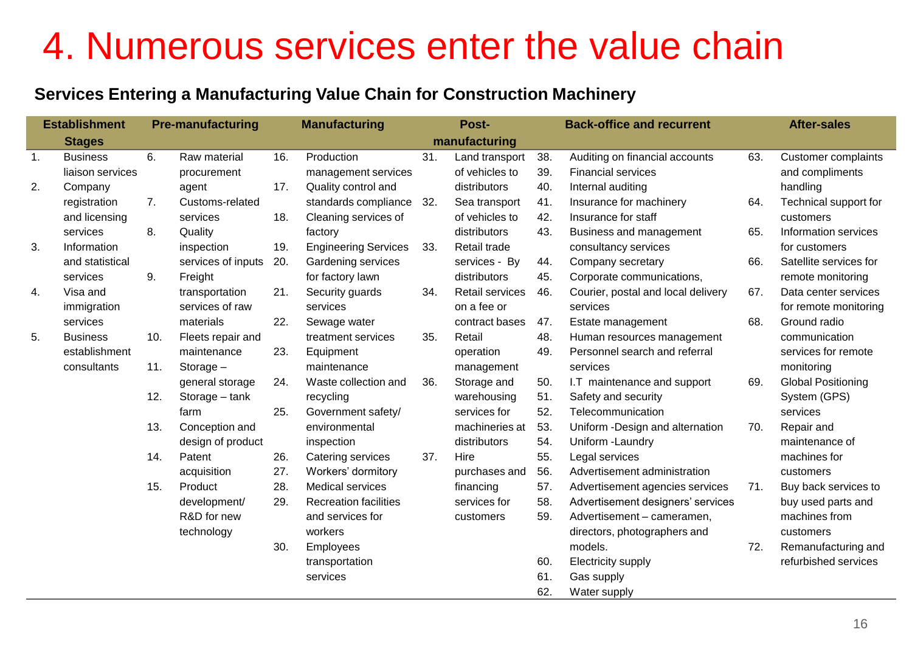# 4. Numerous services enter the value chain

**Services Entering a Manufacturing Value Chain for Construction Machinery**

| Establishment Stages | Pre-manufacturing | Manufacturing | Post-manufacturing | Back-office and recurrent | After-sales |
|---|---|---|---|---|---|
| 1. Business liaison services<br>2. Company registration and licensing services<br>3. Information and statistical services<br>4. Visa and immigration services<br>5. Business establishment consultants | 6. Raw material procurement agent<br>7. Customs-related services<br>8. Quality inspection services of inputs<br>9. Freight transportation services of raw materials<br>10. Fleets repair and maintenance<br>11. Storage – general storage<br>12. Storage – tank farm<br>13. Conception and design of product<br>14. Patent acquisition<br>15. Product development/ R&D for new technology | 16. Production management services<br>17. Quality control and standards compliance<br>18. Cleaning services of factory<br>19. Engineering Services<br>20. Gardening services for factory lawn<br>21. Security guards services<br>22. Sewage water treatment services<br>23. Equipment maintenance<br>24. Waste collection and recycling<br>25. Government safety/ environmental inspection<br>26. Catering services<br>27. Workers' dormitory<br>28. Medical services<br>29. Recreation facilities and services for workers<br>30. Employees transportation services | 31. Land transport of vehicles to distributors<br>32. Sea transport of vehicles to distributors<br>33. Retail trade services - By distributors<br>34. Retail services on a fee or contract bases<br>35. Retail operation management<br>36. Storage and warehousing services for machineries at distributors<br>37. Hire purchases and financing services for customers | 38. Auditing on financial accounts<br>39. Financial services<br>40. Internal auditing<br>41. Insurance for machinery<br>42. Insurance for staff<br>43. Business and management consultancy services<br>44. Company secretary<br>45. Corporate communications,<br>46. Courier, postal and local delivery services<br>47. Estate management<br>48. Human resources management<br>49. Personnel search and referral services<br>50. I.T maintenance and support<br>51. Safety and security<br>52. Telecommunication<br>53. Uniform -Design and alternation<br>54. Uniform -Laundry<br>55. Legal services<br>56. Advertisement administration<br>57. Advertisement agencies services<br>58. Advertisement designers' services<br>59. Advertisement – cameramen, directors, photographers and models.<br>60. Electricity supply<br>61. Gas supply<br>62. Water supply | 63. Customer complaints and compliments handling<br>64. Technical support for customers<br>65. Information services for customers<br>66. Satellite services for remote monitoring<br>67. Data center services for remote monitoring<br>68. Ground radio communication services for remote monitoring<br>69. Global Positioning System (GPS) services<br>70. Repair and maintenance of machines for customers<br>71. Buy back services to buy used parts and machines from customers<br>72. Remanufacturing and refurbished services |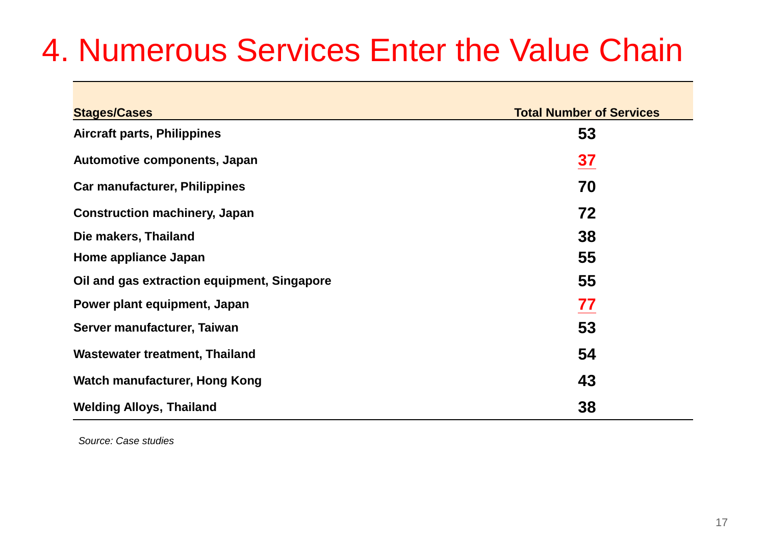# 4. Numerous Services Enter the Value Chain

| Stages/Cases | Total Number of Services |
|---|---|
| Aircraft parts, Philippines | 53 |
| Automotive components, Japan | 37 |
| Car manufacturer, Philippines | 70 |
| Construction machinery, Japan | 72 |
| Die makers, Thailand | 38 |
| Home appliance Japan | 55 |
| Oil and gas extraction equipment, Singapore | 55 |
| Power plant equipment, Japan | 77 |
| Server manufacturer, Taiwan | 53 |
| Wastewater treatment, Thailand | 54 |
| Watch manufacturer, Hong Kong | 43 |
| Welding Alloys, Thailand | 38 |

*Source: Case studies*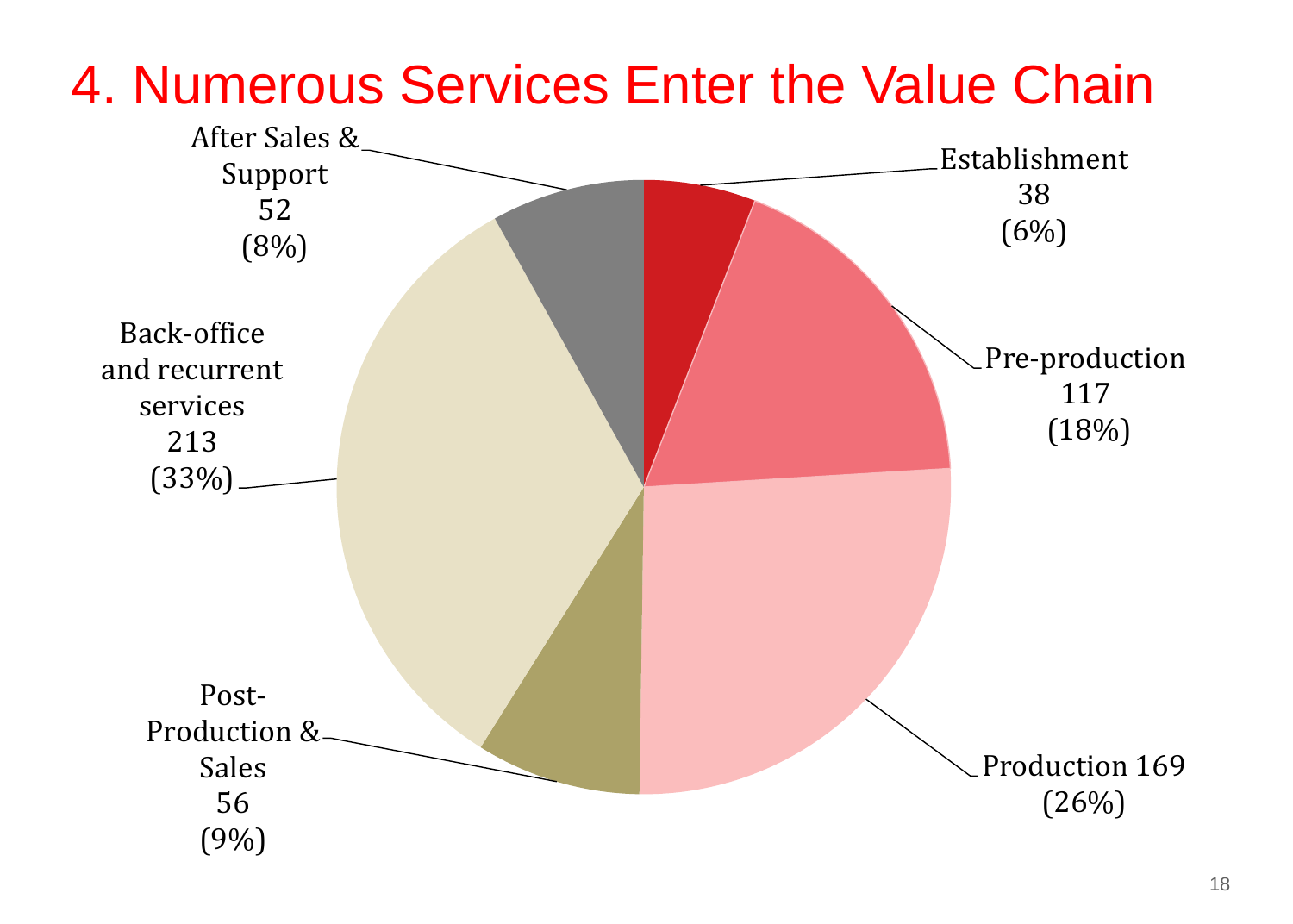# 4. Numerous Services Enter the Value Chain

| Category | Count | Share |
| --- | --- | --- |
| Establishment | 38 | (6%) |
| Pre-production | 117 | (18%) |
| Production | 169 | (26%) |
| Post-Production & Sales | 56 | (9%) |
| Back-office and recurrent services | 213 | (33%) |
| After Sales & Support | 52 | (8%) |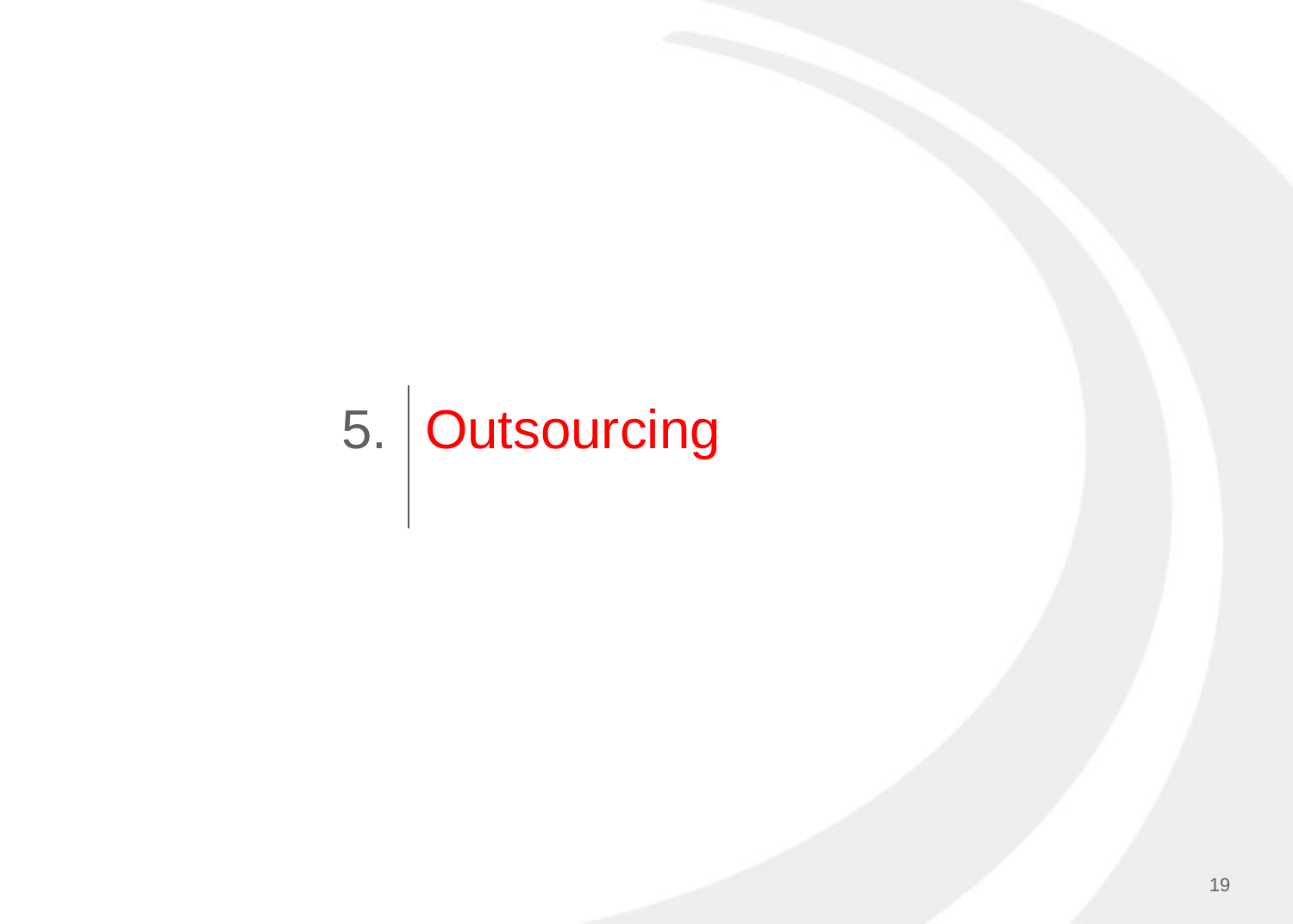# 5. Outsourcing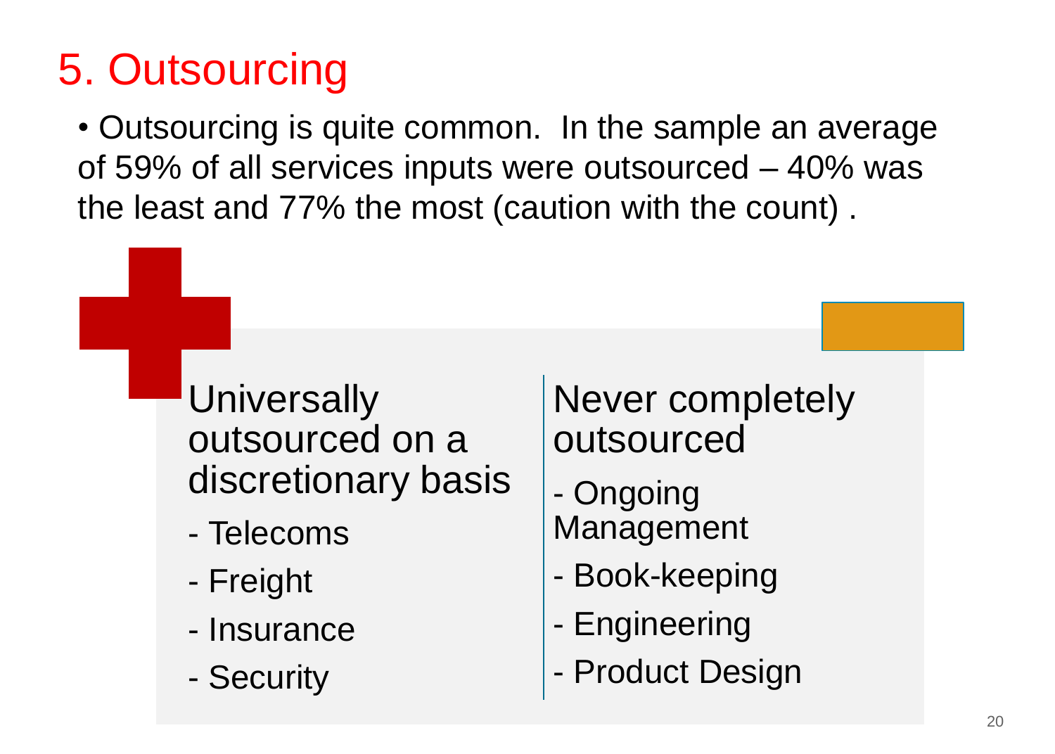# 5. Outsourcing

- Outsourcing is quite common. In the sample an average of 59% of all services inputs were outsourced – 40% was the least and 77% the most (caution with the count) .

**Universally outsourced on a discretionary basis**

- Telecoms
- Freight
- Insurance
- Security

**Never completely outsourced**

- Ongoing Management
- Book-keeping
- Engineering
- Product Design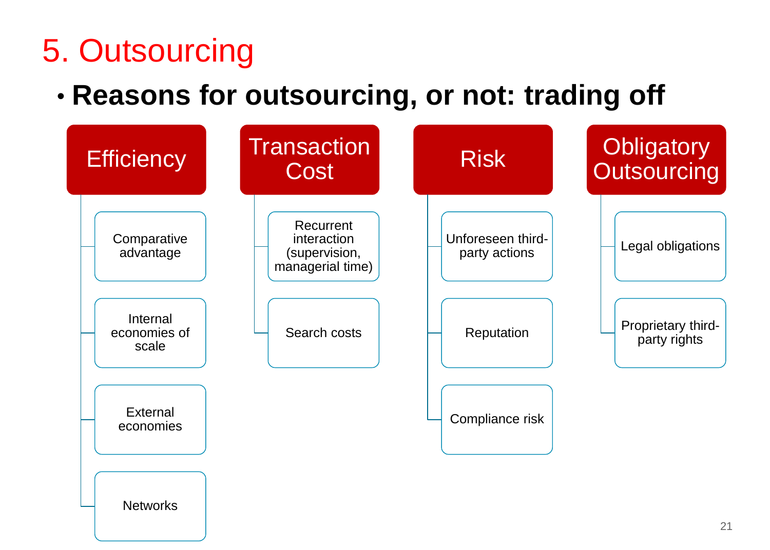# 5. Outsourcing

- **Reasons for outsourcing, or not: trading off**

## Efficiency

- Comparative advantage
- Internal economies of scale
- External economies
- Networks

## Transaction Cost

- Recurrent interaction (supervision, managerial time)
- Search costs

## Risk

- Unforeseen third-party actions
- Reputation
- Compliance risk

## Obligatory Outsourcing

- Legal obligations
- Proprietary third-party rights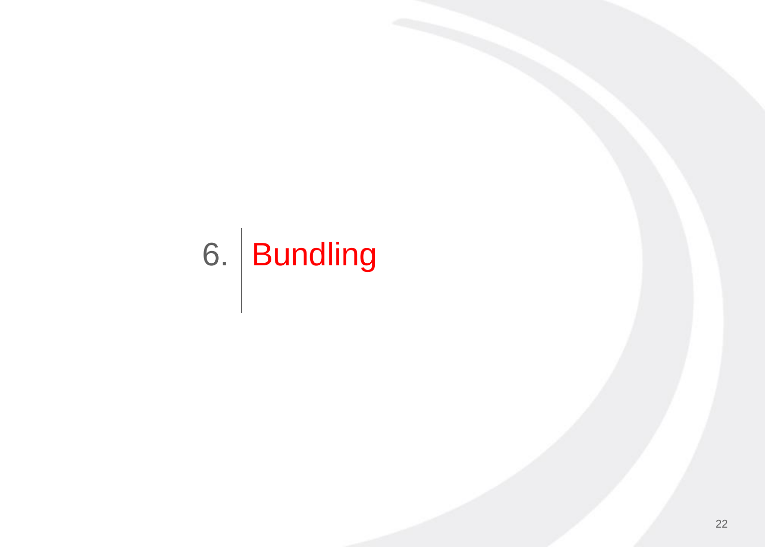# 6. Bundling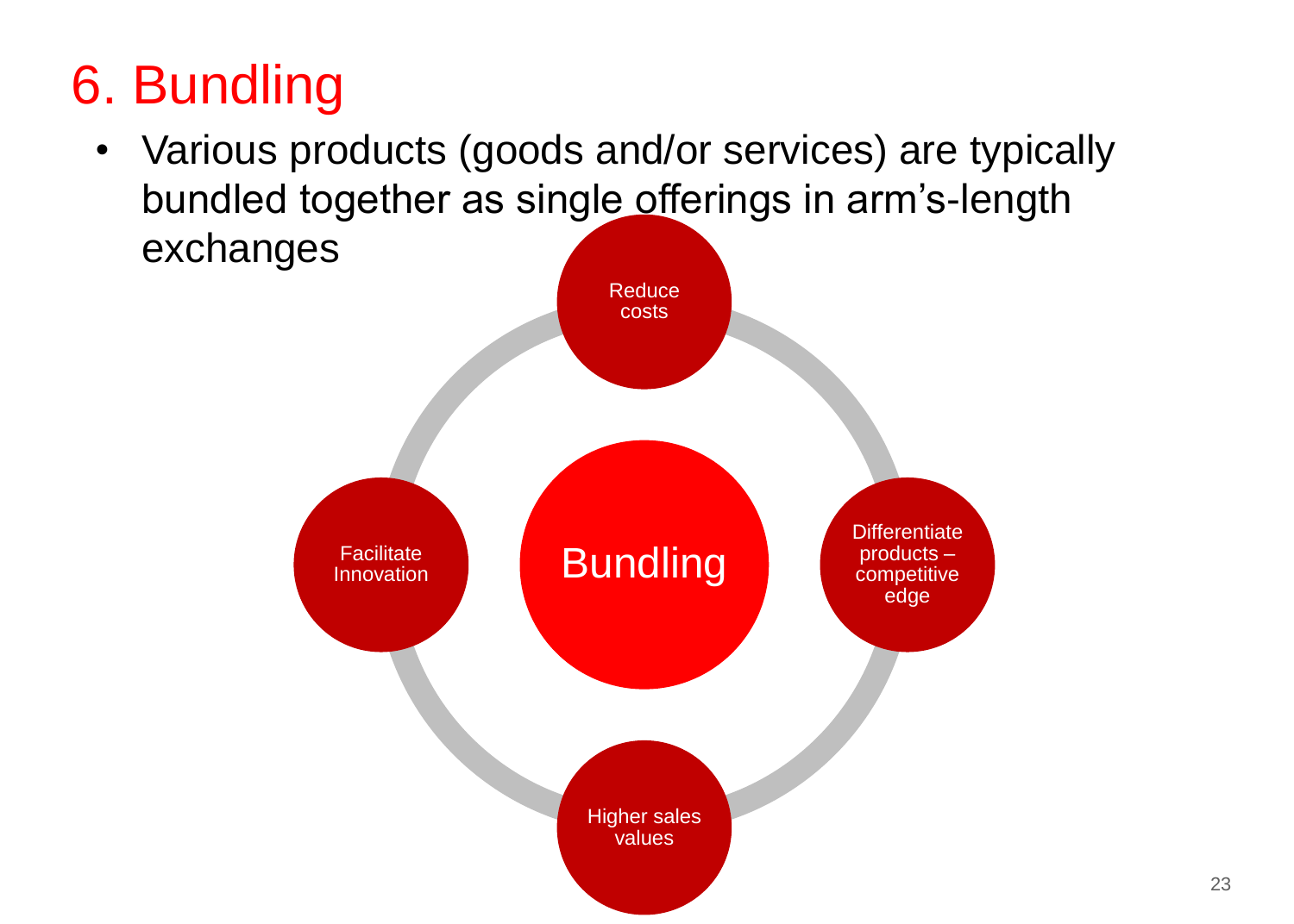# 6. Bundling

- Various products (goods and/or services) are typically bundled together as single offerings in arm's-length exchanges

Bundling

- Reduce costs
- Differentiate products – competitive edge
- Higher sales values
- Facilitate Innovation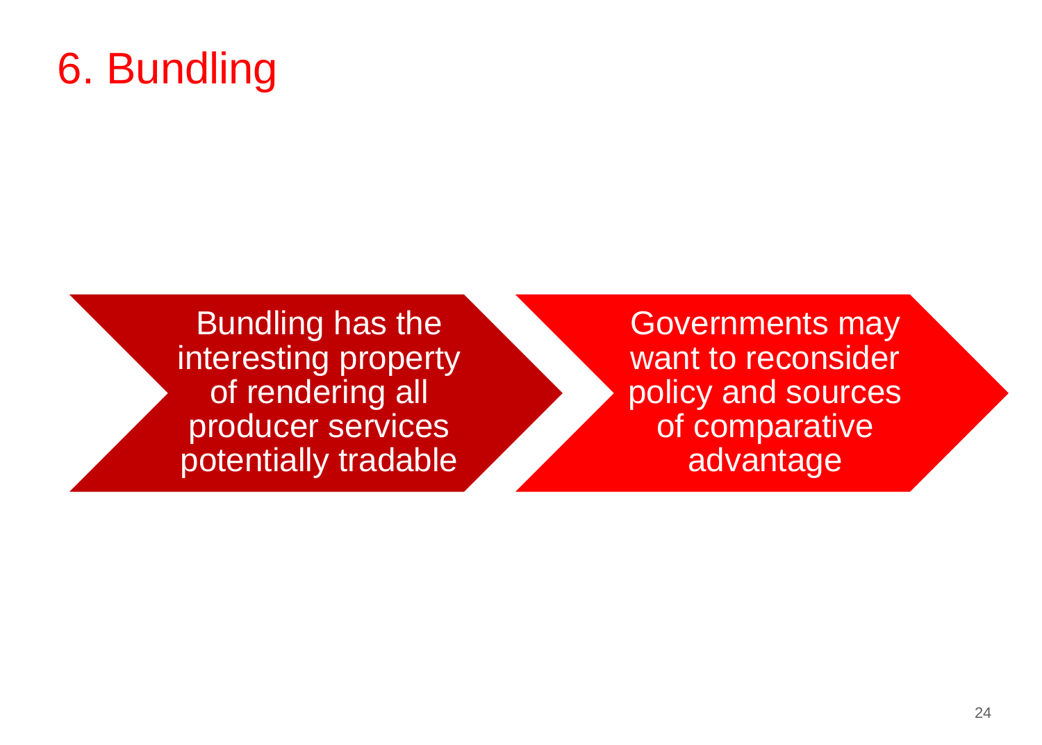# 6. Bundling

- Bundling has the interesting property of rendering all producer services potentially tradable
- Governments may want to reconsider policy and sources of comparative advantage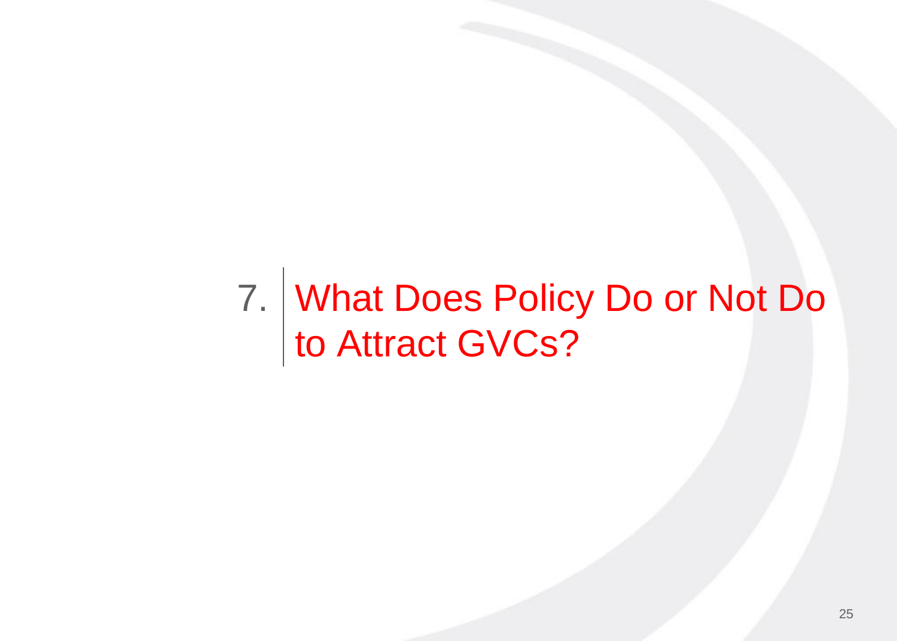# 7. What Does Policy Do or Not Do to Attract GVCs?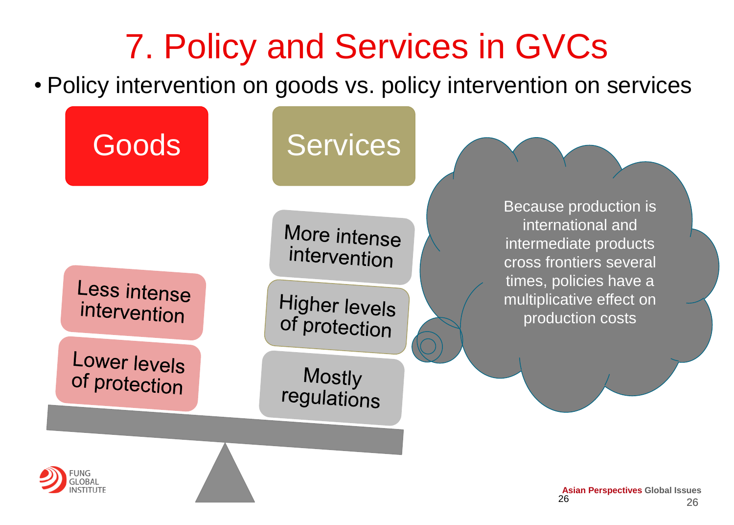# 7. Policy and Services in GVCs

- Policy intervention on goods vs. policy intervention on services

| Goods | Services |
| --- | --- |
| | More intense intervention |
| Less intense intervention | Higher levels of protection |
| Lower levels of protection | Mostly regulations |

Because production is international and intermediate products cross frontiers several times, policies have a multiplicative effect on production costs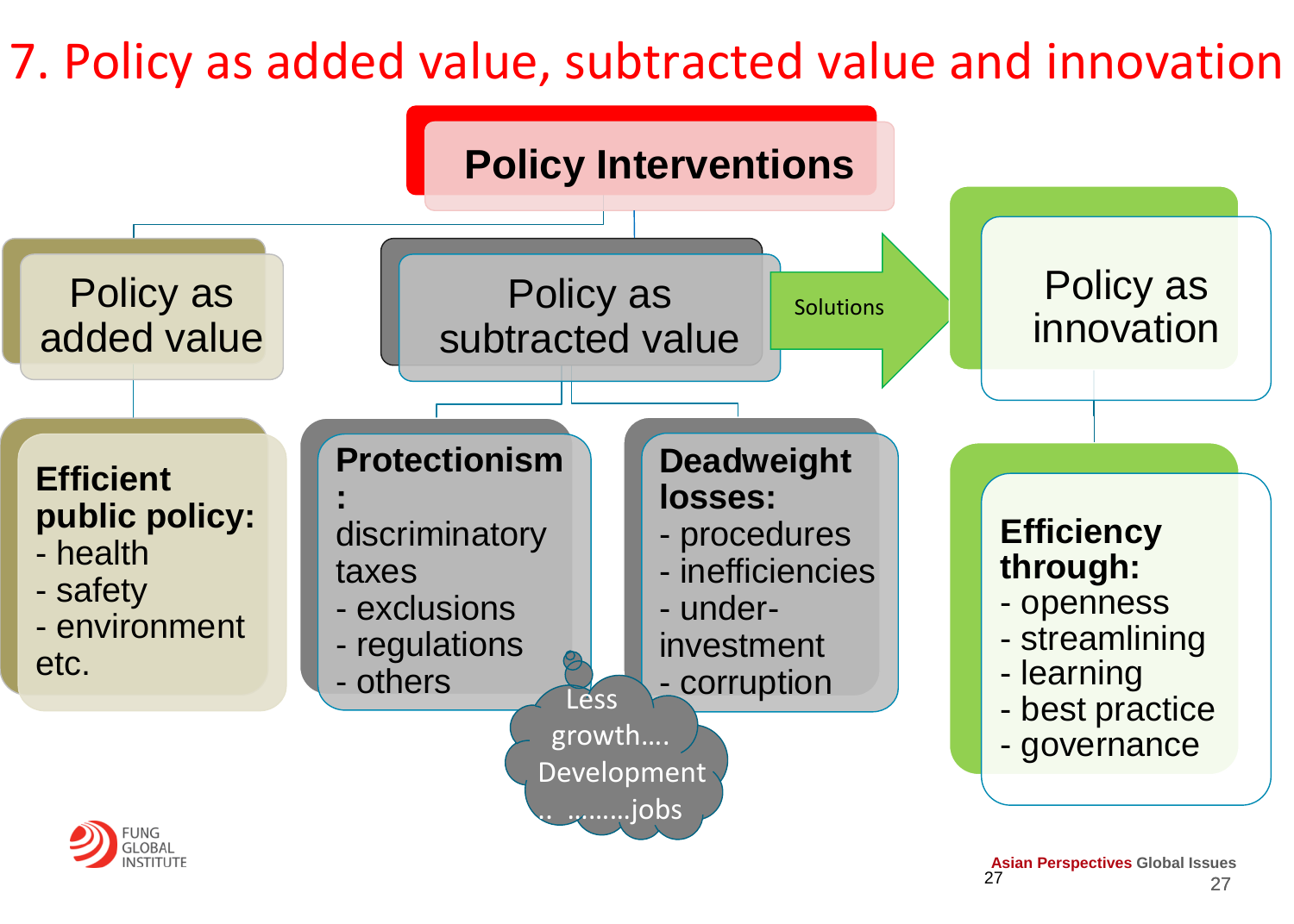# 7. Policy as added value, subtracted value and innovation

## Policy Interventions

### Policy as added value

**Efficient public policy:**
- health
- safety
- environment

etc.

### Policy as subtracted value

**Protectionism:**
discriminatory taxes
- exclusions
- regulations
- others

**Deadweight losses:**
- procedures
- inefficiencies
- under-investment
- corruption

Less growth…. Development .. ………jobs

Solutions

### Policy as innovation

**Efficiency through:**
- openness
- streamlining
- learning
- best practice
- governance

FUNG GLOBAL INSTITUTE

**Asian Perspectives** Global Issues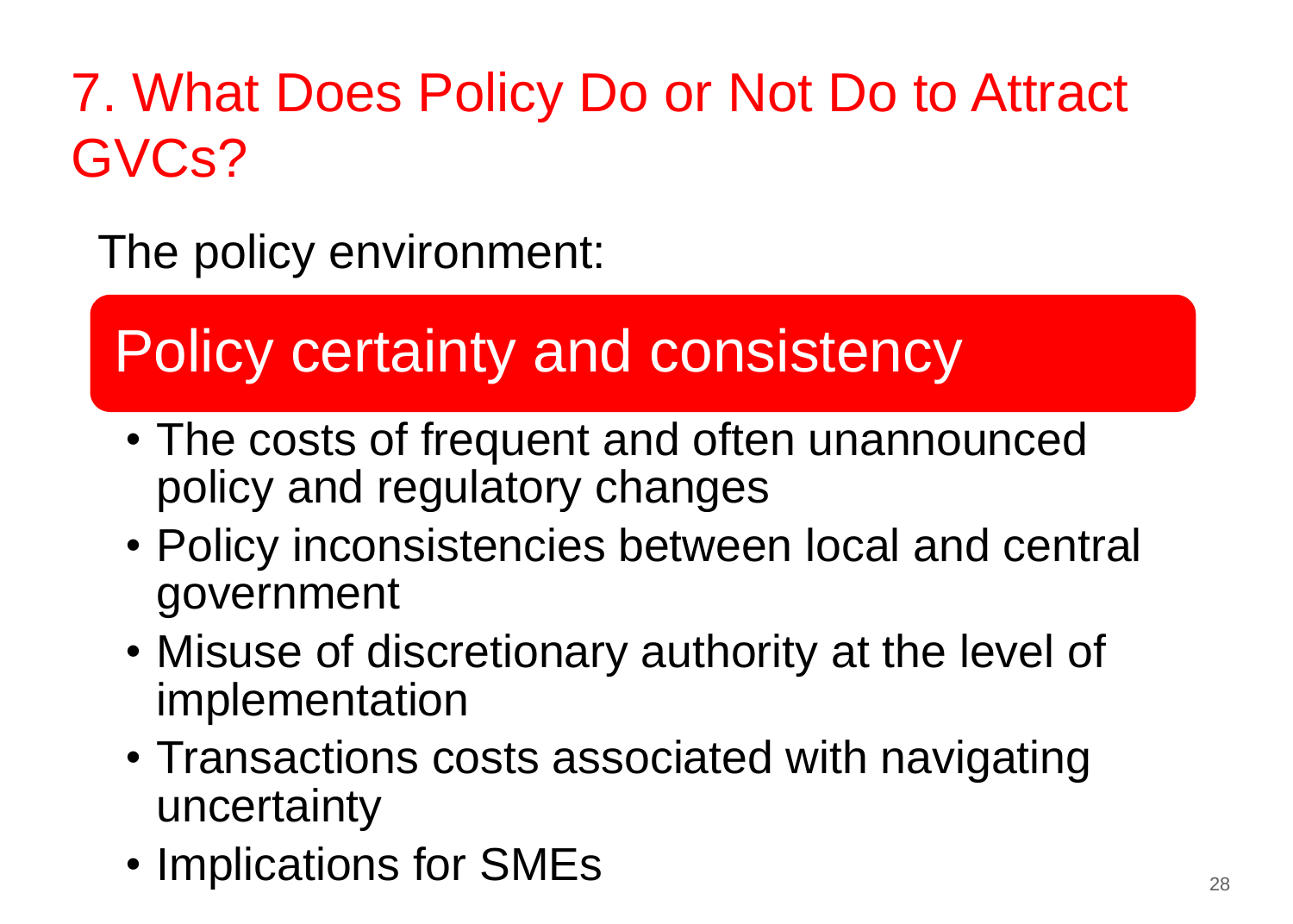# 7. What Does Policy Do or Not Do to Attract GVCs?

The policy environment:

## Policy certainty and consistency

- The costs of frequent and often unannounced policy and regulatory changes
- Policy inconsistencies between local and central government
- Misuse of discretionary authority at the level of implementation
- Transactions costs associated with navigating uncertainty
- Implications for SMEs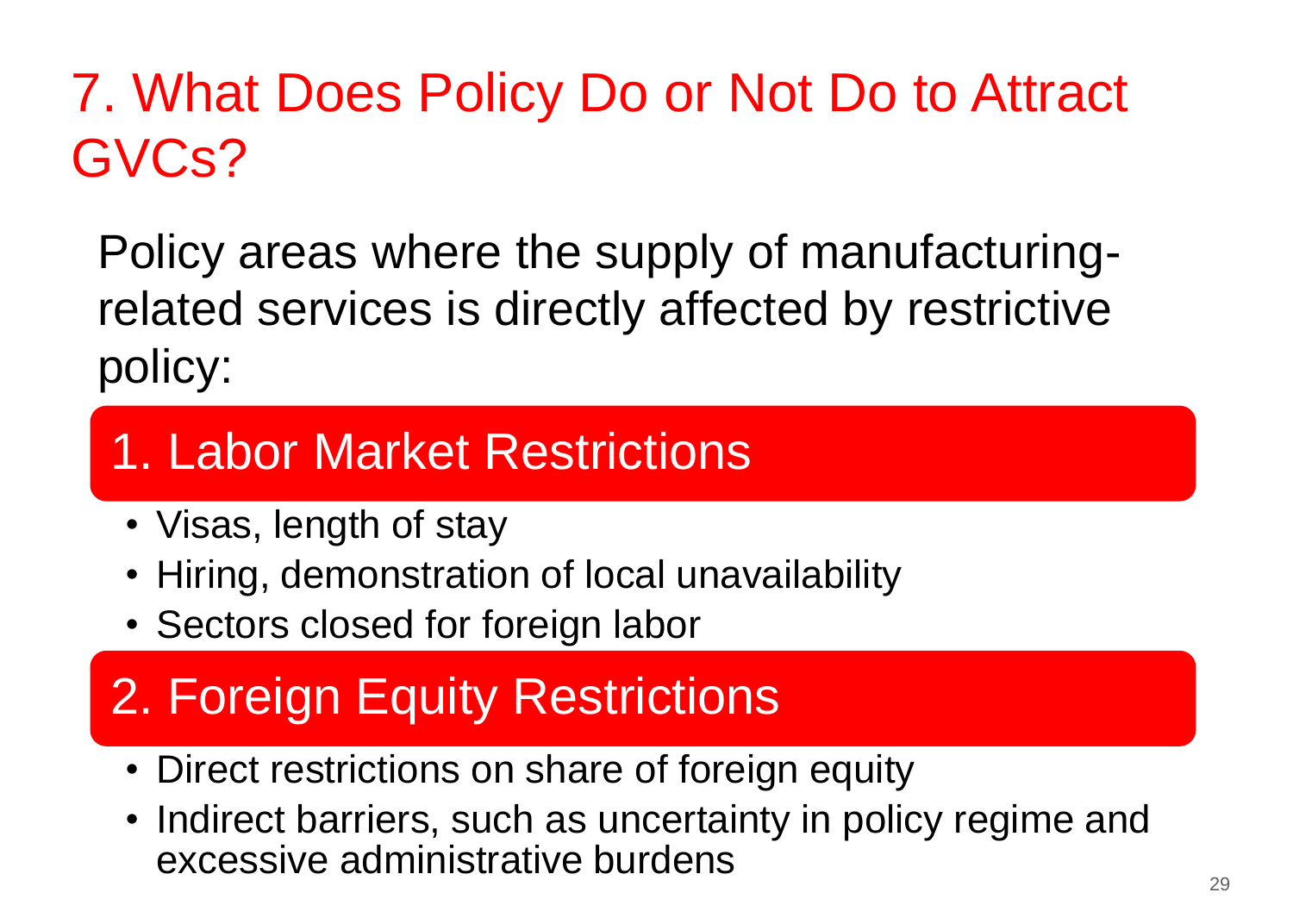# 7. What Does Policy Do or Not Do to Attract GVCs?

Policy areas where the supply of manufacturing-related services is directly affected by restrictive policy:

## 1. Labor Market Restrictions

- Visas, length of stay
- Hiring, demonstration of local unavailability
- Sectors closed for foreign labor

## 2. Foreign Equity Restrictions

- Direct restrictions on share of foreign equity
- Indirect barriers, such as uncertainty in policy regime and excessive administrative burdens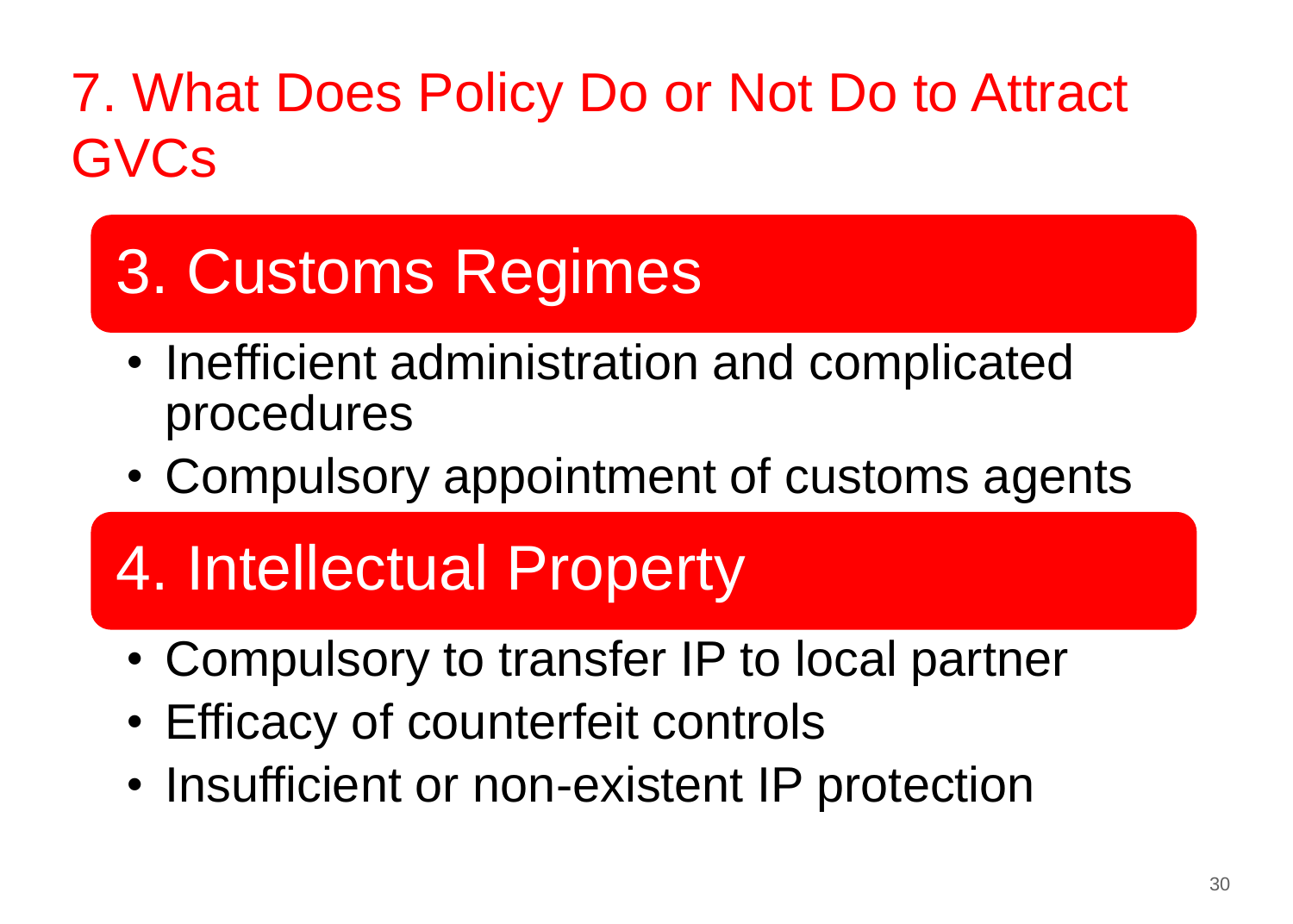# 7. What Does Policy Do or Not Do to Attract GVCs

## 3. Customs Regimes

- Inefficient administration and complicated procedures
- Compulsory appointment of customs agents

## 4. Intellectual Property

- Compulsory to transfer IP to local partner
- Efficacy of counterfeit controls
- Insufficient or non-existent IP protection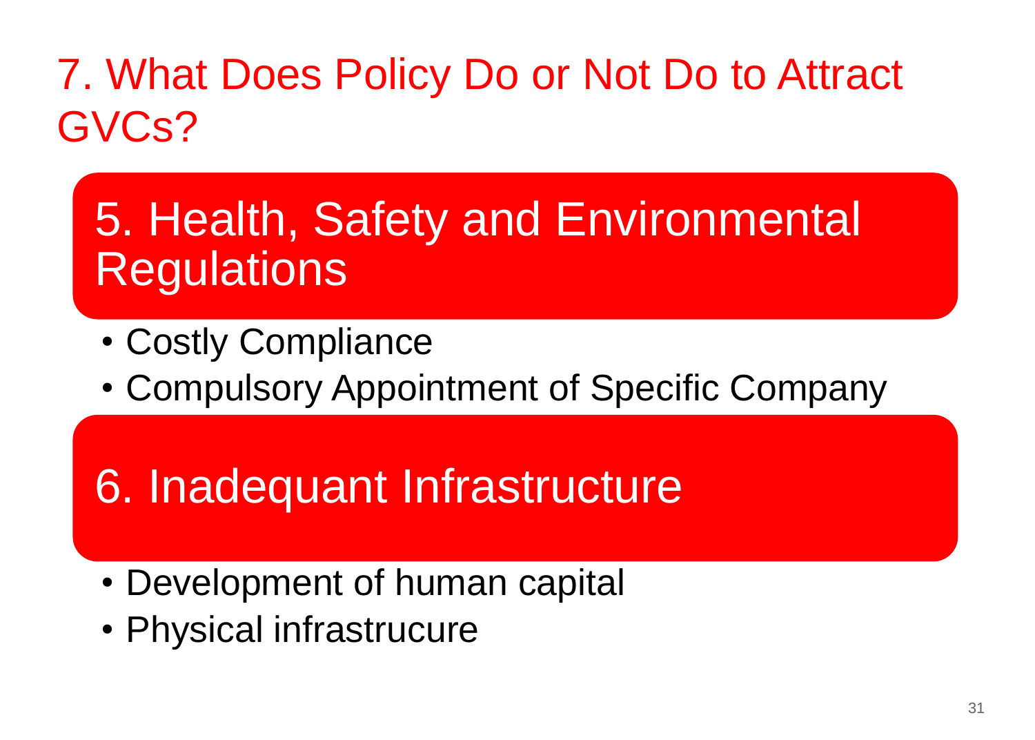# 7. What Does Policy Do or Not Do to Attract GVCs?

## 5. Health, Safety and Environmental Regulations

- Costly Compliance
- Compulsory Appointment of Specific Company

## 6. Inadequant Infrastructure

- Development of human capital
- Physical infrastrucure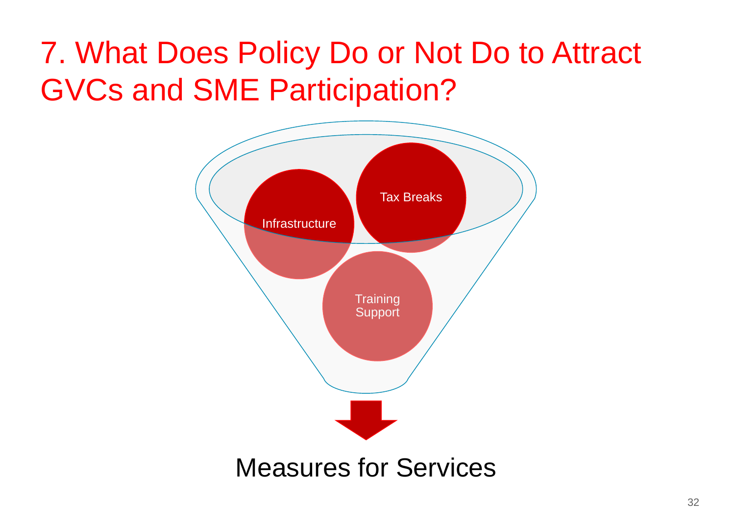# 7. What Does Policy Do or Not Do to Attract GVCs and SME Participation?

Infrastructure

Tax Breaks

Training Support

Measures for Services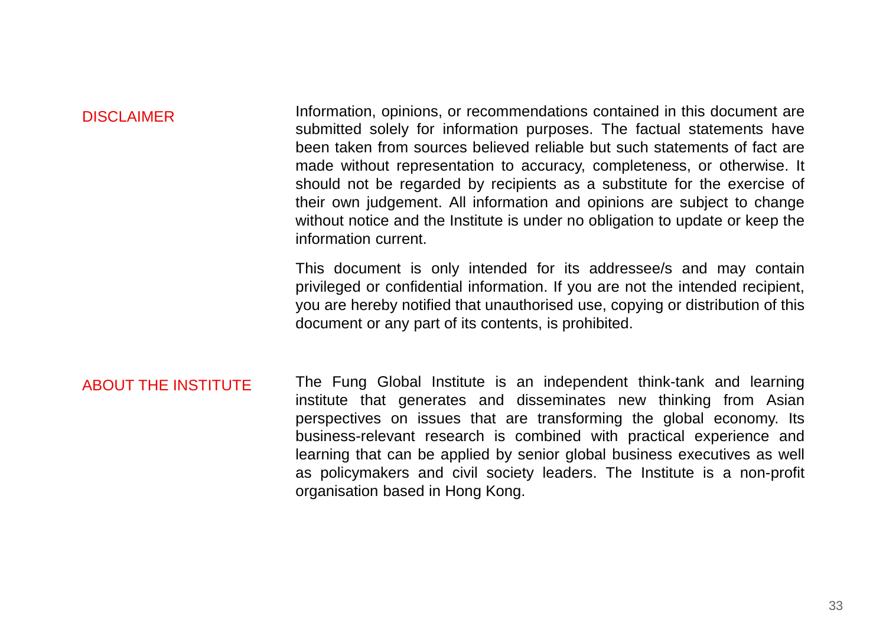## DISCLAIMER

Information, opinions, or recommendations contained in this document are submitted solely for information purposes. The factual statements have been taken from sources believed reliable but such statements of fact are made without representation to accuracy, completeness, or otherwise. It should not be regarded by recipients as a substitute for the exercise of their own judgement. All information and opinions are subject to change without notice and the Institute is under no obligation to update or keep the information current.

This document is only intended for its addressee/s and may contain privileged or confidential information. If you are not the intended recipient, you are hereby notified that unauthorised use, copying or distribution of this document or any part of its contents, is prohibited.

## ABOUT THE INSTITUTE

The Fung Global Institute is an independent think-tank and learning institute that generates and disseminates new thinking from Asian perspectives on issues that are transforming the global economy. Its business-relevant research is combined with practical experience and learning that can be applied by senior global business executives as well as policymakers and civil society leaders. The Institute is a non-profit organisation based in Hong Kong.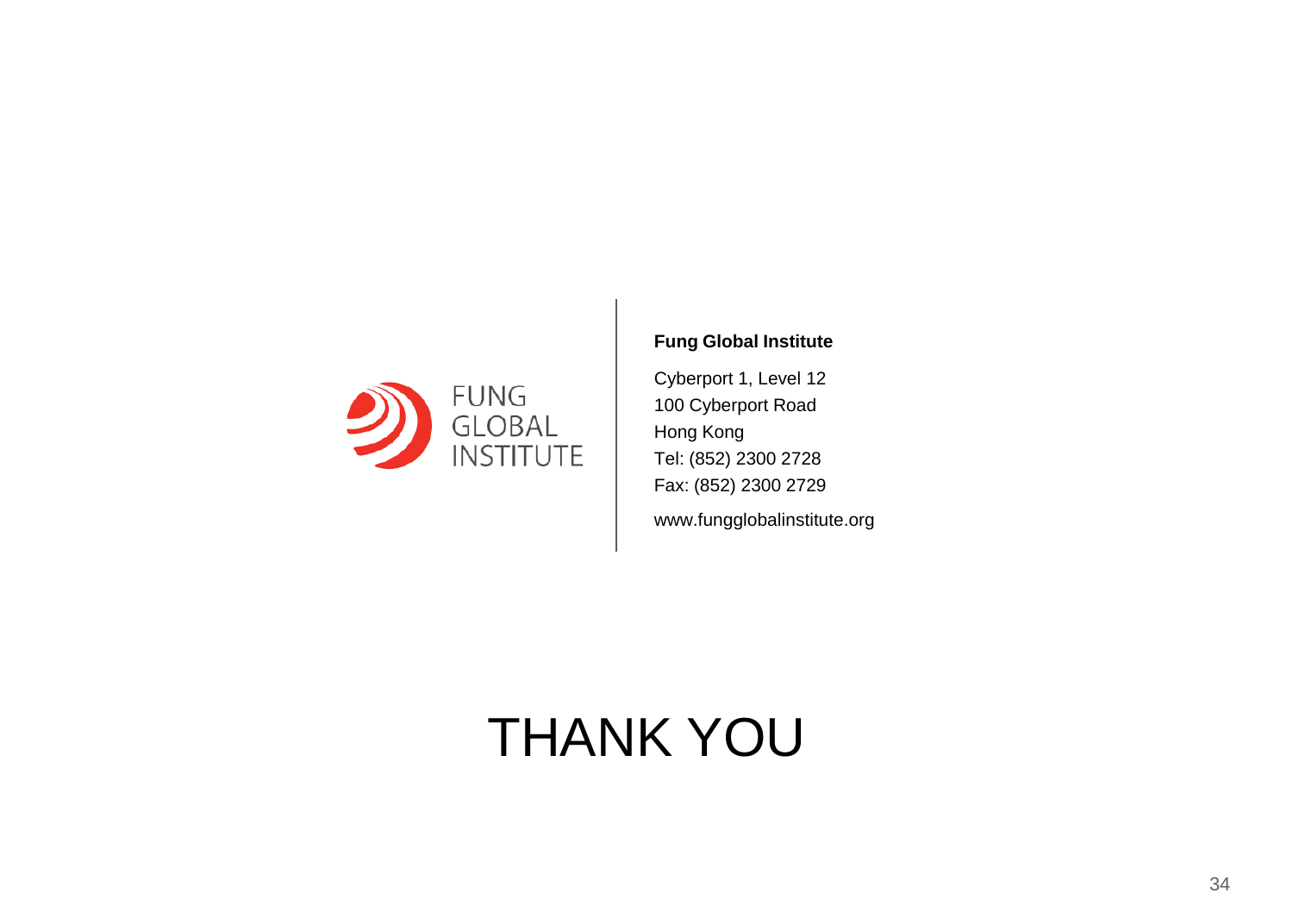FUNG
GLOBAL
INSTITUTE

**Fung Global Institute**

Cyberport 1, Level 12
100 Cyberport Road
Hong Kong
Tel: (852) 2300 2728
Fax: (852) 2300 2729

www.fungglobalinstitute.org

# THANK YOU